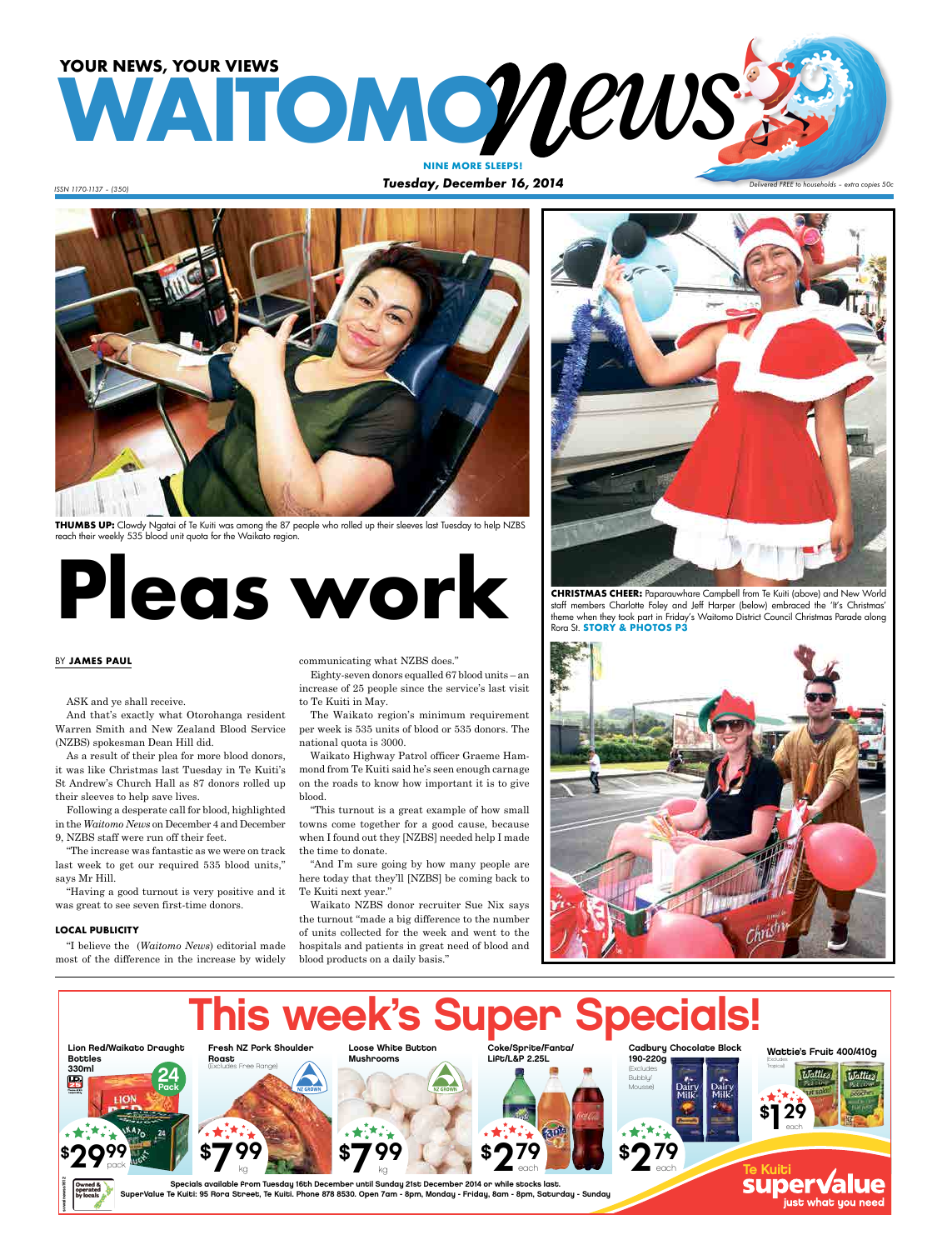YOUR NEWS, YOUR VIEWS

# WAITOMO News

NINE MORE SLEEPS!

ISSN 1170-1137 – (350)

**Tuesday, December 16, 2014**

Delivered FREE to households – extra copies 50c

**THUMBS UP:** Clowdy Ngatai of Te Kuiti was among the 87 people who rolled up their sleeves last Tuesday to help NZBS reach their weekly 535 blood unit quota for the Waikato region.

# Pleas work

BY **JAMES PAUL**

ASK and ye shall receive.

And that's exactly what Otorohanga resident Warren Smith and New Zealand Blood Service (NZBS) spokesman Dean Hill did.

As a result of their plea for more blood donors, it was like Christmas last Tuesday in Te Kuiti's St Andrew's Church Hall as 87 donors rolled up their sleeves to help save lives.

Following a desperate call for blood, highlighted in the *Waitomo News* on December 4 and December 9, NZBS staff were run off their feet.

"The increase was fantastic as we were on track last week to get our required 535 blood units," says Mr Hill.

"Having a good turnout is very positive and it was great to see seven first-time donors.

### LOCAL PUBLICITY

"I believe the (*Waitomo News*) editorial made most of the difference in the increase by widely communicating what NZBS does."

Eighty-seven donors equalled 67 blood units – an increase of 25 people since the service's last visit to Te Kuiti in May.

The Waikato region's minimum requirement per week is 535 units of blood or 535 donors. The national quota is 3000.

Waikato Highway Patrol officer Graeme Hammond from Te Kuiti said he's seen enough carnage on the roads to know how important it is to give blood.

"This turnout is a great example of how small towns come together for a good cause, because when I found out they [NZBS] needed help I made the time to donate.

"And I'm sure going by how many people are here today that they'll [NZBS] be coming back to Te Kuiti next year."

Waikato NZBS donor recruiter Sue Nix says the turnout "made a big difference to the number of units collected for the week and went to the hospitals and patients in great need of blood and blood products on a daily basis."

**CHRISTMAS CHEER:** Paparauwhare Campbell from Te Kuiti (above) and New World staff members Charlotte Foley and Jeff Harper (below) embraced the 'It's Christmas' theme when they took part in Friday's Waitomo District Council Christmas Parade along Rora St. **STORY & PHOTOS P3**

## This week's Super Specials!

| Item | Price |
|---|---|
| Lion Red/Waikato Draught Bottles 330ml (24 Pack) | $29.99 pack |
| Fresh NZ Pork Shoulder Roast (Excludes Free Range) | $7.99 kg |
| Loose White Button Mushrooms | $7.99 kg |
| Coke/Sprite/Fanta/L&P 2.25L | $2.79 each |
| Cadbury Chocolate Block 190-220g (Excludes Bubbly/Mousse) | $2.79 each |
| Wattie's Fruit 400/410g (Excludes Tropical) | $1.29 each |

Specials available from Tuesday 16th December until Sunday 21st December 2014 or while stocks last.
SuperValue Te Kuiti: 95 Rora Street, Te Kuiti. Phone 878 8530. Open 7am - 8pm, Monday - Friday, 8am - 8pm, Saturday - Sunday

Owned & operated by locals

Te Kuiti SuperValue – just what you need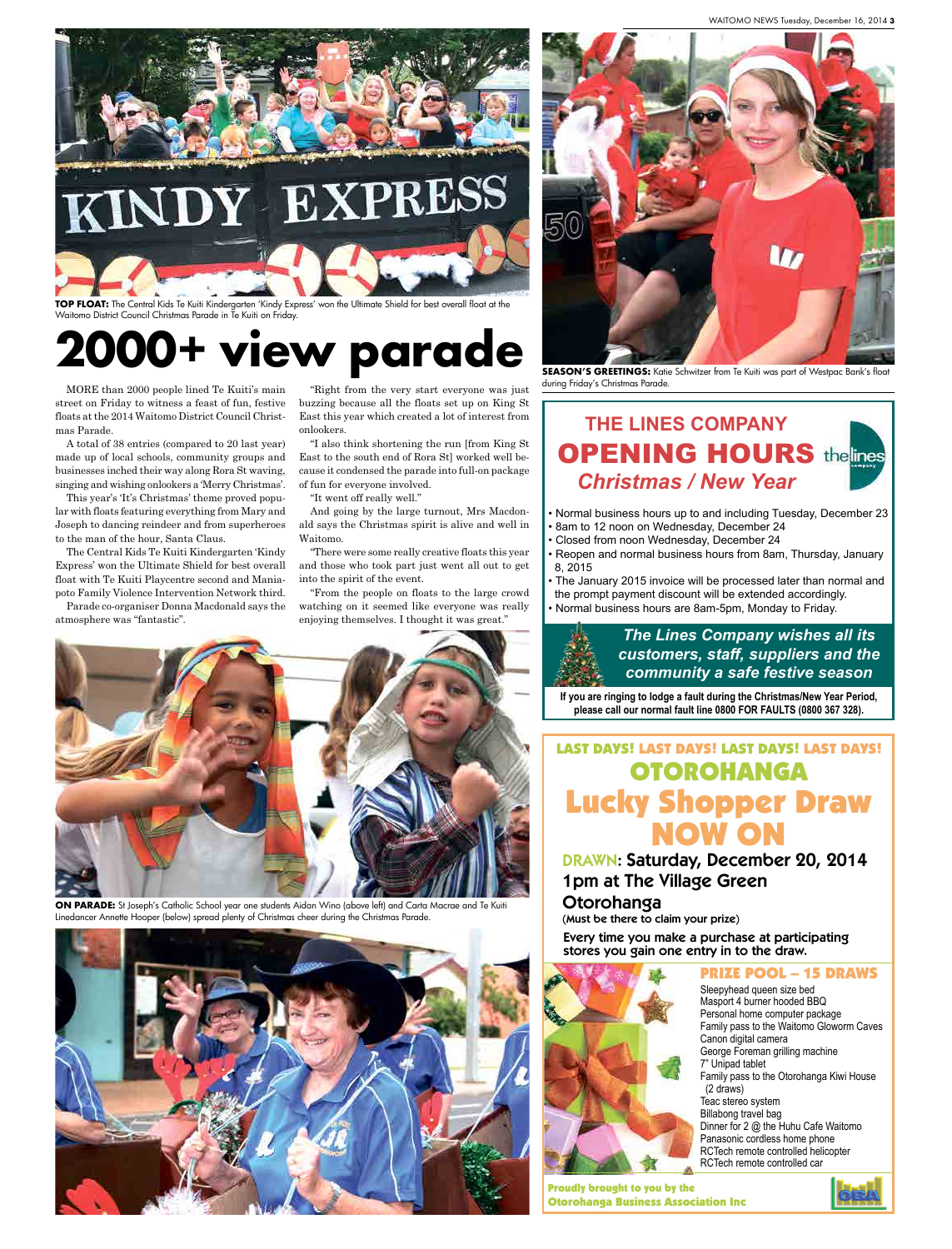**TOP FLOAT:** The Central Kids Te Kuiti Kindergarten 'Kindy Express' won the Ultimate Shield for best overall float at the Waitomo District Council Christmas Parade in Te Kuiti on Friday.

# 2000+ view parade

MORE than 2000 people lined Te Kuiti's main street on Friday to witness a feast of fun, festive floats at the 2014 Waitomo District Council Christmas Parade.

A total of 38 entries (compared to 20 last year) made up of local schools, community groups and businesses inched their way along Rora St waving, singing and wishing onlookers a 'Merry Christmas'.

This year's 'It's Christmas' theme proved popular with floats featuring everything from Mary and Joseph to dancing reindeer and from superheroes to the man of the hour, Santa Claus.

The Central Kids Te Kuiti Kindergarten 'Kindy Express' won the Ultimate Shield for best overall float with Te Kuiti Playcentre second and Maniapoto Family Violence Intervention Network third.

Parade co-organiser Donna Macdonald says the atmosphere was "fantastic".

"Right from the very start everyone was just buzzing because all the floats set up on King St East this year which created a lot of interest from onlookers.

"I also think shortening the run [from King St East to the south end of Rora St] worked well because it condensed the parade into full-on package of fun for everyone involved.

"It went off really well."

And going by the large turnout, Mrs Macdonald says the Christmas spirit is alive and well in Waitomo.

"There were some really creative floats this year and those who took part just went all out to get into the spirit of the event.

"From the people on floats to the large crowd watching on it seemed like everyone was really enjoying themselves. I thought it was great."

**ON PARADE:** St Joseph's Catholic School year one students Aidan Wino (above left) and Carta Macrae and Te Kuiti Linedancer Annette Hooper (below) spread plenty of Christmas cheer during the Christmas Parade.

**SEASON'S GREETINGS:** Katie Schwitzer from Te Kuiti was part of Westpac Bank's float during Friday's Christmas Parade.

## THE LINES COMPANY OPENING HOURS

### *Christmas / New Year*

- Normal business hours up to and including Tuesday, December 23
- 8am to 12 noon on Wednesday, December 24
- Closed from noon Wednesday, December 24
- Reopen and normal business hours from 8am, Thursday, January 8, 2015
- The January 2015 invoice will be processed later than normal and the prompt payment discount will be extended accordingly.
- Normal business hours are 8am-5pm, Monday to Friday.

***The Lines Company wishes all its customers, staff, suppliers and the community a safe festive season***

**If you are ringing to lodge a fault during the Christmas/New Year Period, please call our normal fault line 0800 FOR FAULTS (0800 367 328).**

**LAST DAYS! LAST DAYS! LAST DAYS! LAST DAYS!**

## OTOROHANGA Lucky Shopper Draw NOW ON

**DRAWN: Saturday, December 20, 2014 1pm at The Village Green Otorohanga**

(**Must be there to claim your prize**)

**Every time you make a purchase at participating stores you gain one entry in to the draw.**

### PRIZE POOL – 15 DRAWS

- Sleepyhead queen size bed
- Masport 4 burner hooded BBQ
- Personal home computer package
- Family pass to the Waitomo Gloworm Caves
- Canon digital camera
- George Foreman grilling machine
- 7" Unipad tablet
- Family pass to the Otorohanga Kiwi House (2 draws)
- Teac stereo system
- Billabong travel bag
- Dinner for 2 @ the Huhu Cafe Waitomo
- Panasonic cordless home phone
- RCTech remote controlled helicopter
- RCTech remote controlled car

**Proudly brought to you by the Otorohanga Business Association Inc**